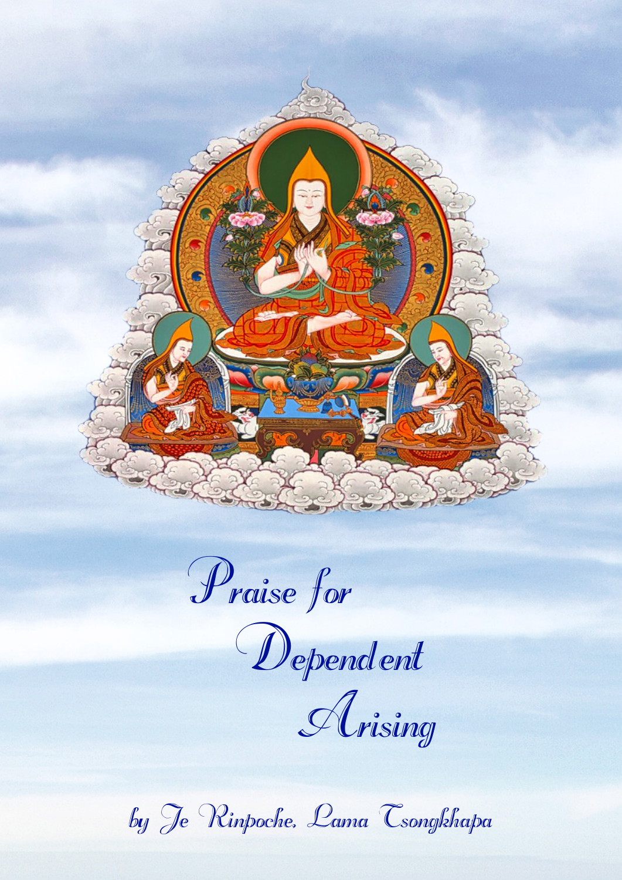# Praise for Dependent Arising

by Je Rinpoche, Lama Tsongkhapa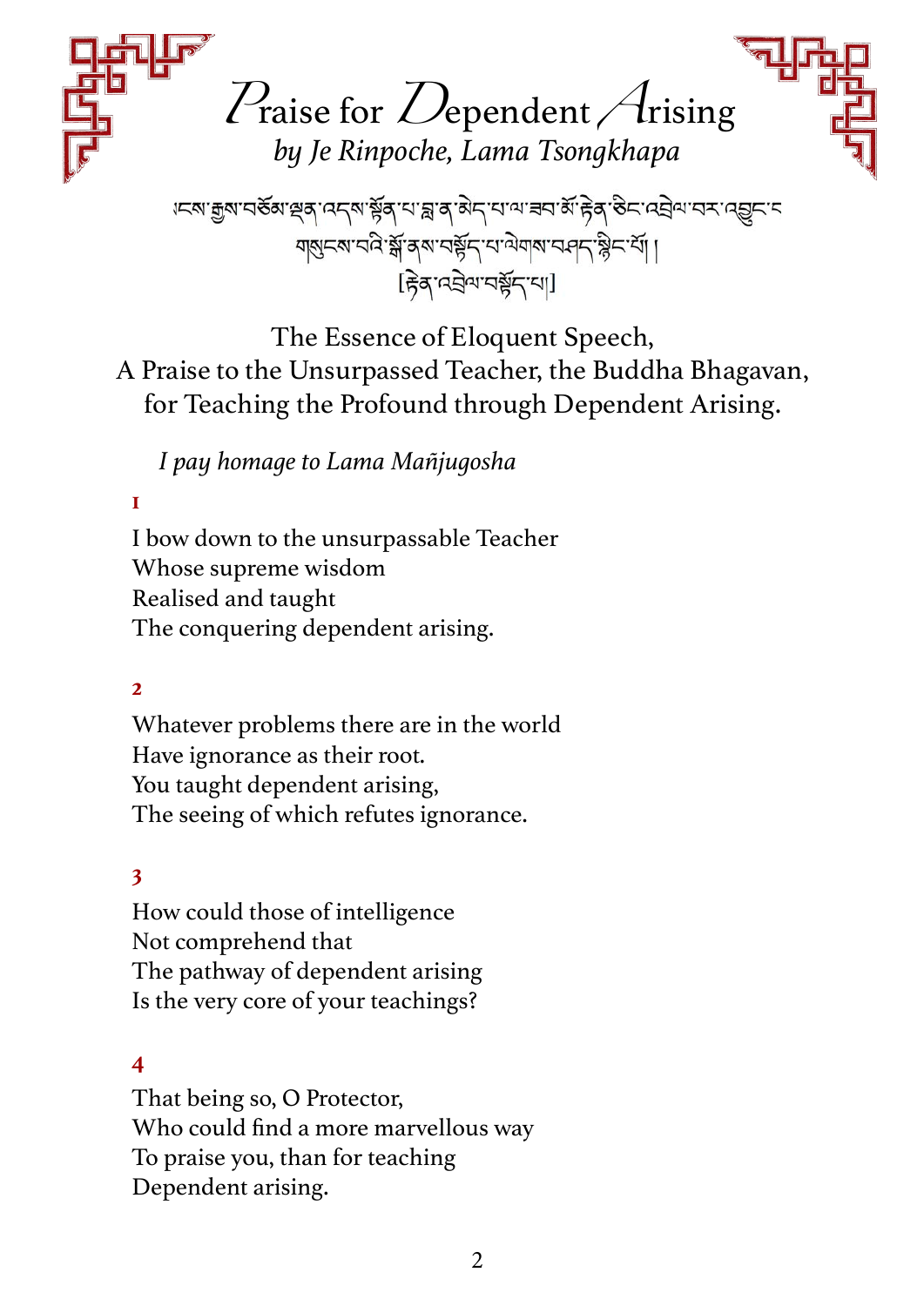# *P*raise for *D*ependent *A*rising

*by Je Rinpoche, Lama Tsongkhapa*

སངས་རྒྱས་བཅོམ་ལྡན་འདས་སྟོན་པ་བླ་ན་མེད་པ་ལ་ཟབ་མོ་རྟེན་ཅིང་འབྲེལ་བར་འབྱུང་བ་
གསུངས་པའི་སྒོ་ནས་བསྟོད་པ་ལེགས་བཤད་སྙིང་པོ། །
[རྟེན་འབྲེལ་བསྟོད་པ།]

The Essence of Eloquent Speech,
A Praise to the Unsurpassed Teacher, the Buddha Bhagavan,
for Teaching the Profound through Dependent Arising.

*I pay homage to Lama Mañjugosha*

**1**

I bow down to the unsurpassable Teacher
Whose supreme wisdom
Realised and taught
The conquering dependent arising.

**2**

Whatever problems there are in the world
Have ignorance as their root.
You taught dependent arising,
The seeing of which refutes ignorance.

**3**

How could those of intelligence
Not comprehend that
The pathway of dependent arising
Is the very core of your teachings?

**4**

That being so, O Protector,
Who could find a more marvellous way
To praise you, than for teaching
Dependent arising.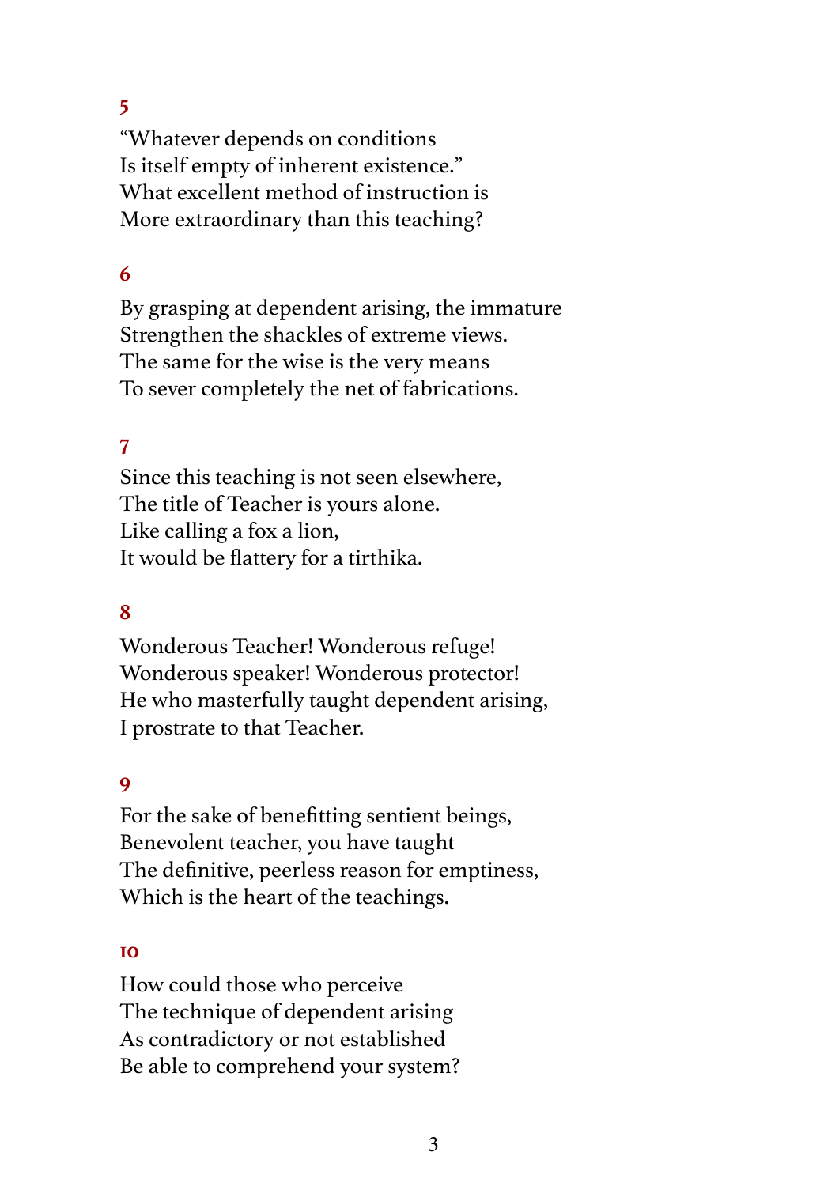**5**

"Whatever depends on conditions  
Is itself empty of inherent existence."  
What excellent method of instruction is  
More extraordinary than this teaching?

**6**

By grasping at dependent arising, the immature  
Strengthen the shackles of extreme views.  
The same for the wise is the very means  
To sever completely the net of fabrications.

**7**

Since this teaching is not seen elsewhere,  
The title of Teacher is yours alone.  
Like calling a fox a lion,  
It would be flattery for a tirthika.

**8**

Wonderous Teacher! Wonderous refuge!  
Wonderous speaker! Wonderous protector!  
He who masterfully taught dependent arising,  
I prostrate to that Teacher.

**9**

For the sake of benefitting sentient beings,  
Benevolent teacher, you have taught  
The definitive, peerless reason for emptiness,  
Which is the heart of the teachings.

**10**

How could those who perceive  
The technique of dependent arising  
As contradictory or not established  
Be able to comprehend your system?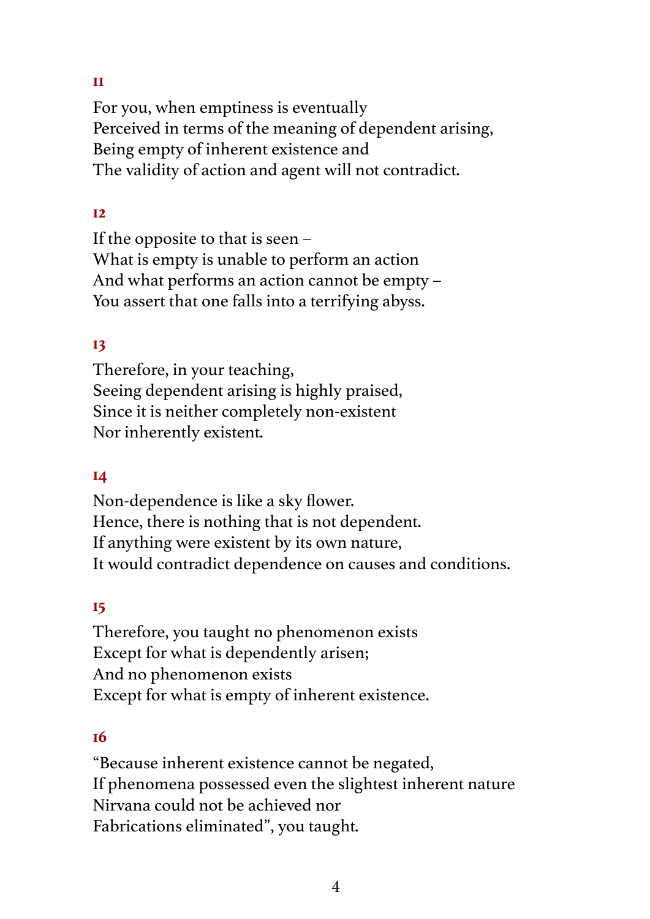**11**

For you, when emptiness is eventually
Perceived in terms of the meaning of dependent arising,
Being empty of inherent existence and
The validity of action and agent will not contradict.

**12**

If the opposite to that is seen –
What is empty is unable to perform an action
And what performs an action cannot be empty –
You assert that one falls into a terrifying abyss.

**13**

Therefore, in your teaching,
Seeing dependent arising is highly praised,
Since it is neither completely non-existent
Nor inherently existent.

**14**

Non-dependence is like a sky flower.
Hence, there is nothing that is not dependent.
If anything were existent by its own nature,
It would contradict dependence on causes and conditions.

**15**

Therefore, you taught no phenomenon exists
Except for what is dependently arisen;
And no phenomenon exists
Except for what is empty of inherent existence.

**16**

"Because inherent existence cannot be negated,
If phenomena possessed even the slightest inherent nature
Nirvana could not be achieved nor
Fabrications eliminated", you taught.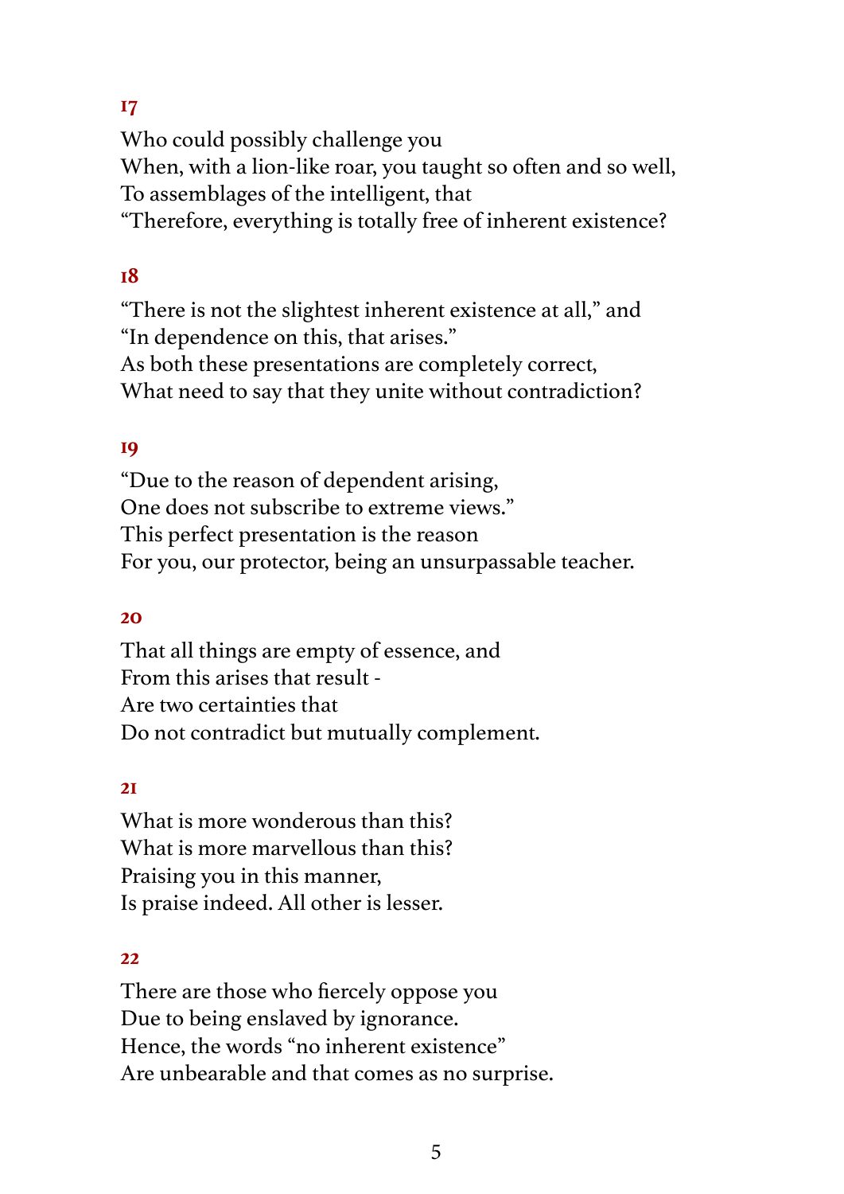**17**

Who could possibly challenge you  
When, with a lion-like roar, you taught so often and so well,  
To assemblages of the intelligent, that  
"Therefore, everything is totally free of inherent existence?

**18**

"There is not the slightest inherent existence at all," and  
"In dependence on this, that arises."  
As both these presentations are completely correct,  
What need to say that they unite without contradiction?

**19**

"Due to the reason of dependent arising,  
One does not subscribe to extreme views."  
This perfect presentation is the reason  
For you, our protector, being an unsurpassable teacher.

**20**

That all things are empty of essence, and  
From this arises that result -  
Are two certainties that  
Do not contradict but mutually complement.

**21**

What is more wonderous than this?  
What is more marvellous than this?  
Praising you in this manner,  
Is praise indeed. All other is lesser.

**22**

There are those who fiercely oppose you  
Due to being enslaved by ignorance.  
Hence, the words "no inherent existence"  
Are unbearable and that comes as no surprise.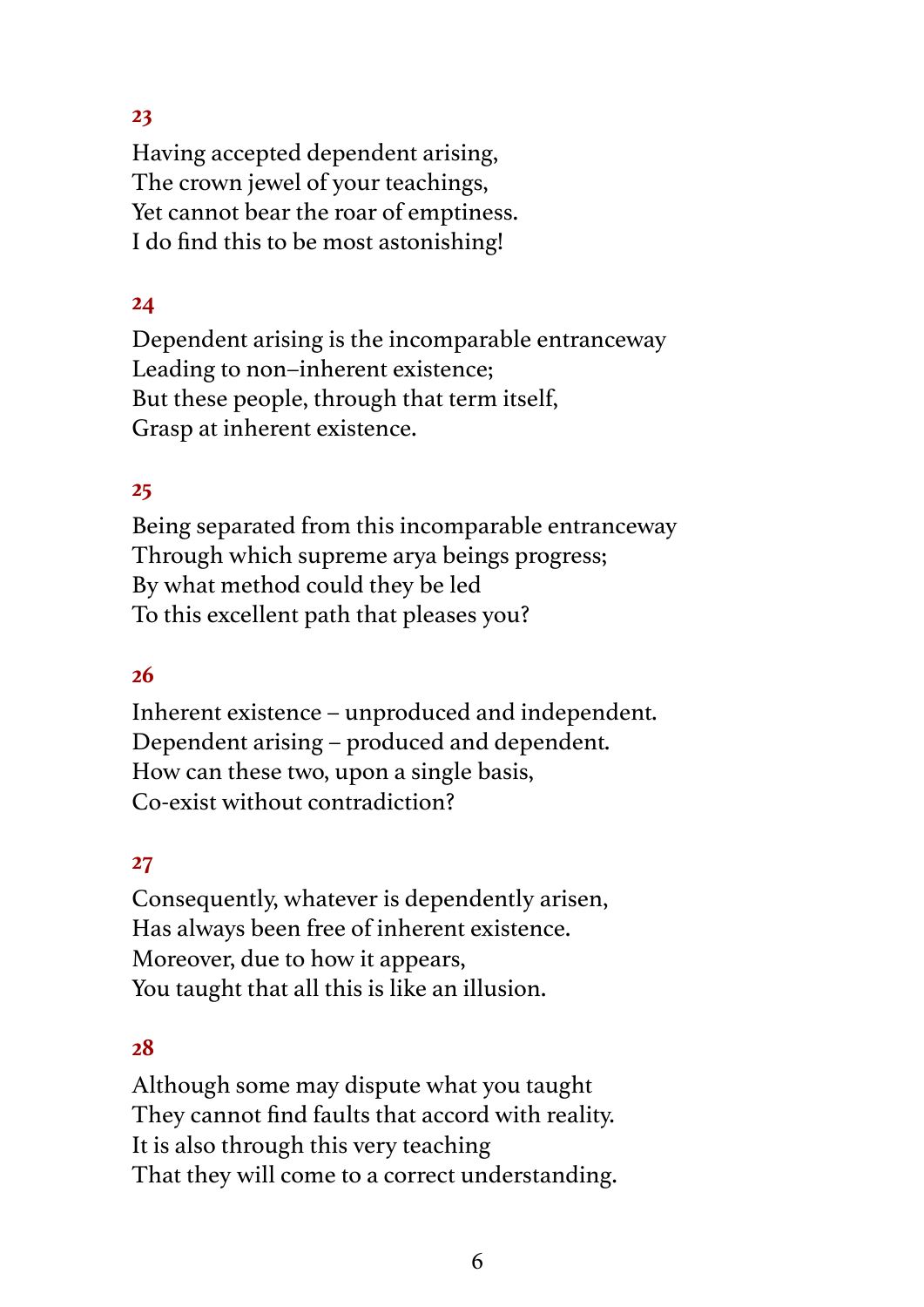**23**

Having accepted dependent arising,  
The crown jewel of your teachings,  
Yet cannot bear the roar of emptiness.  
I do find this to be most astonishing!

**24**

Dependent arising is the incomparable entranceway  
Leading to non–inherent existence;  
But these people, through that term itself,  
Grasp at inherent existence.

**25**

Being separated from this incomparable entranceway  
Through which supreme arya beings progress;  
By what method could they be led  
To this excellent path that pleases you?

**26**

Inherent existence – unproduced and independent.  
Dependent arising – produced and dependent.  
How can these two, upon a single basis,  
Co-exist without contradiction?

**27**

Consequently, whatever is dependently arisen,  
Has always been free of inherent existence.  
Moreover, due to how it appears,  
You taught that all this is like an illusion.

**28**

Although some may dispute what you taught  
They cannot find faults that accord with reality.  
It is also through this very teaching  
That they will come to a correct understanding.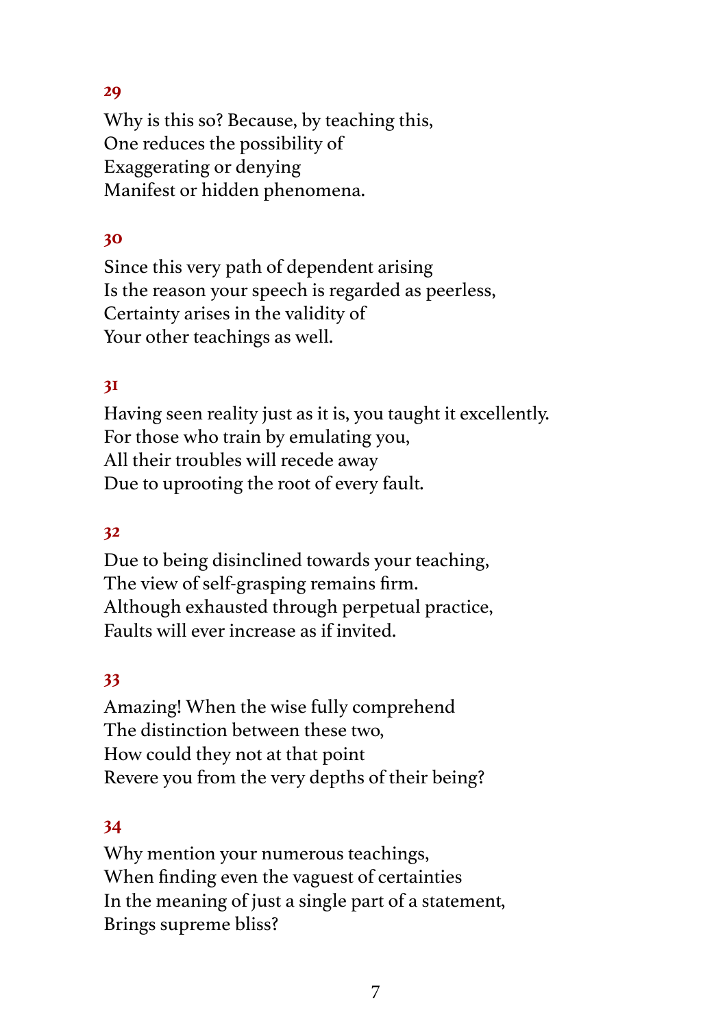**29**

Why is this so? Because, by teaching this,
One reduces the possibility of
Exaggerating or denying
Manifest or hidden phenomena.

**30**

Since this very path of dependent arising
Is the reason your speech is regarded as peerless,
Certainty arises in the validity of
Your other teachings as well.

**31**

Having seen reality just as it is, you taught it excellently.
For those who train by emulating you,
All their troubles will recede away
Due to uprooting the root of every fault.

**32**

Due to being disinclined towards your teaching,
The view of self-grasping remains firm.
Although exhausted through perpetual practice,
Faults will ever increase as if invited.

**33**

Amazing! When the wise fully comprehend
The distinction between these two,
How could they not at that point
Revere you from the very depths of their being?

**34**

Why mention your numerous teachings,
When finding even the vaguest of certainties
In the meaning of just a single part of a statement,
Brings supreme bliss?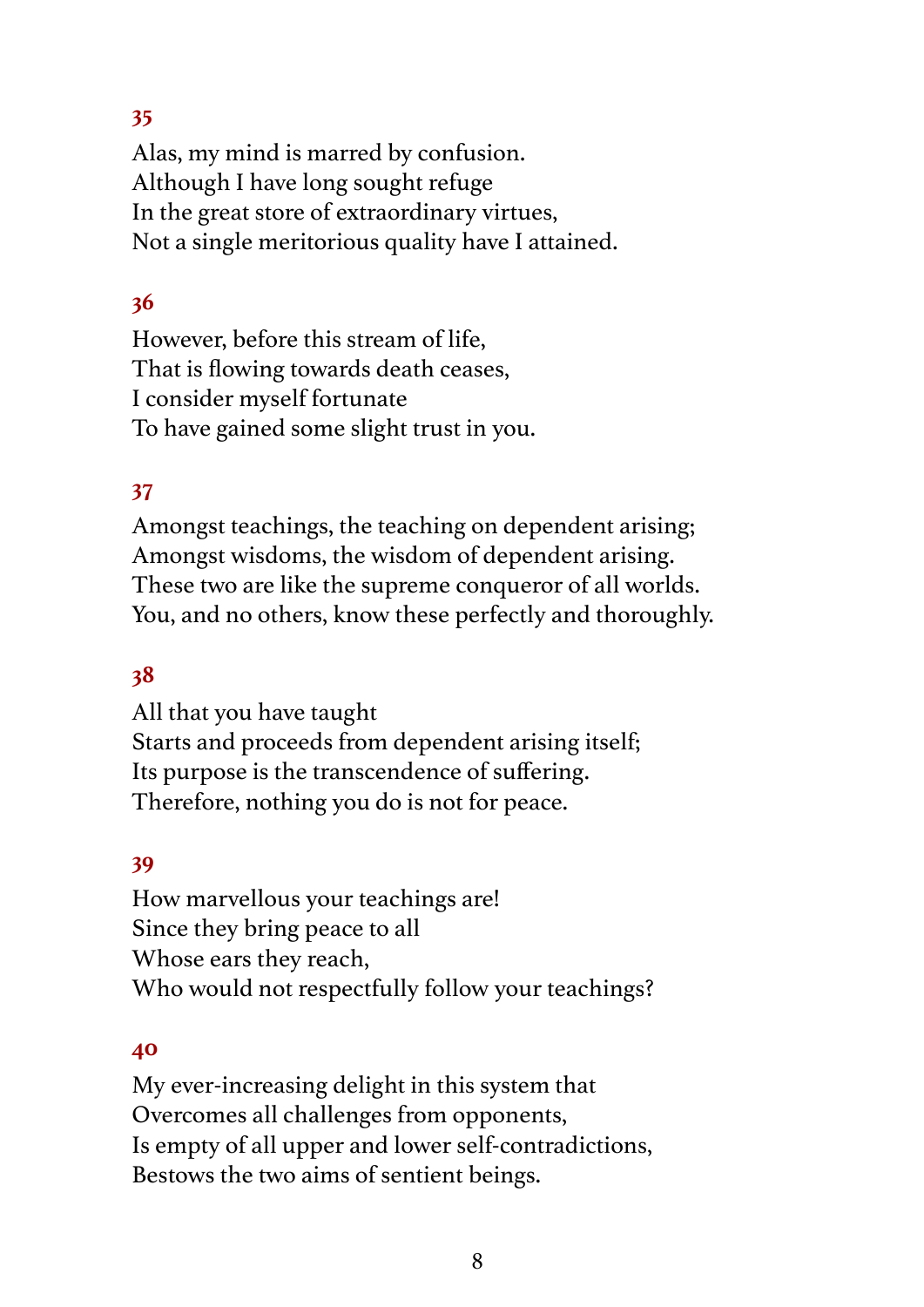**35**

Alas, my mind is marred by confusion.
Although I have long sought refuge
In the great store of extraordinary virtues,
Not a single meritorious quality have I attained.

**36**

However, before this stream of life,
That is flowing towards death ceases,
I consider myself fortunate
To have gained some slight trust in you.

**37**

Amongst teachings, the teaching on dependent arising;
Amongst wisdoms, the wisdom of dependent arising.
These two are like the supreme conqueror of all worlds.
You, and no others, know these perfectly and thoroughly.

**38**

All that you have taught
Starts and proceeds from dependent arising itself;
Its purpose is the transcendence of suffering.
Therefore, nothing you do is not for peace.

**39**

How marvellous your teachings are!
Since they bring peace to all
Whose ears they reach,
Who would not respectfully follow your teachings?

**40**

My ever-increasing delight in this system that
Overcomes all challenges from opponents,
Is empty of all upper and lower self-contradictions,
Bestows the two aims of sentient beings.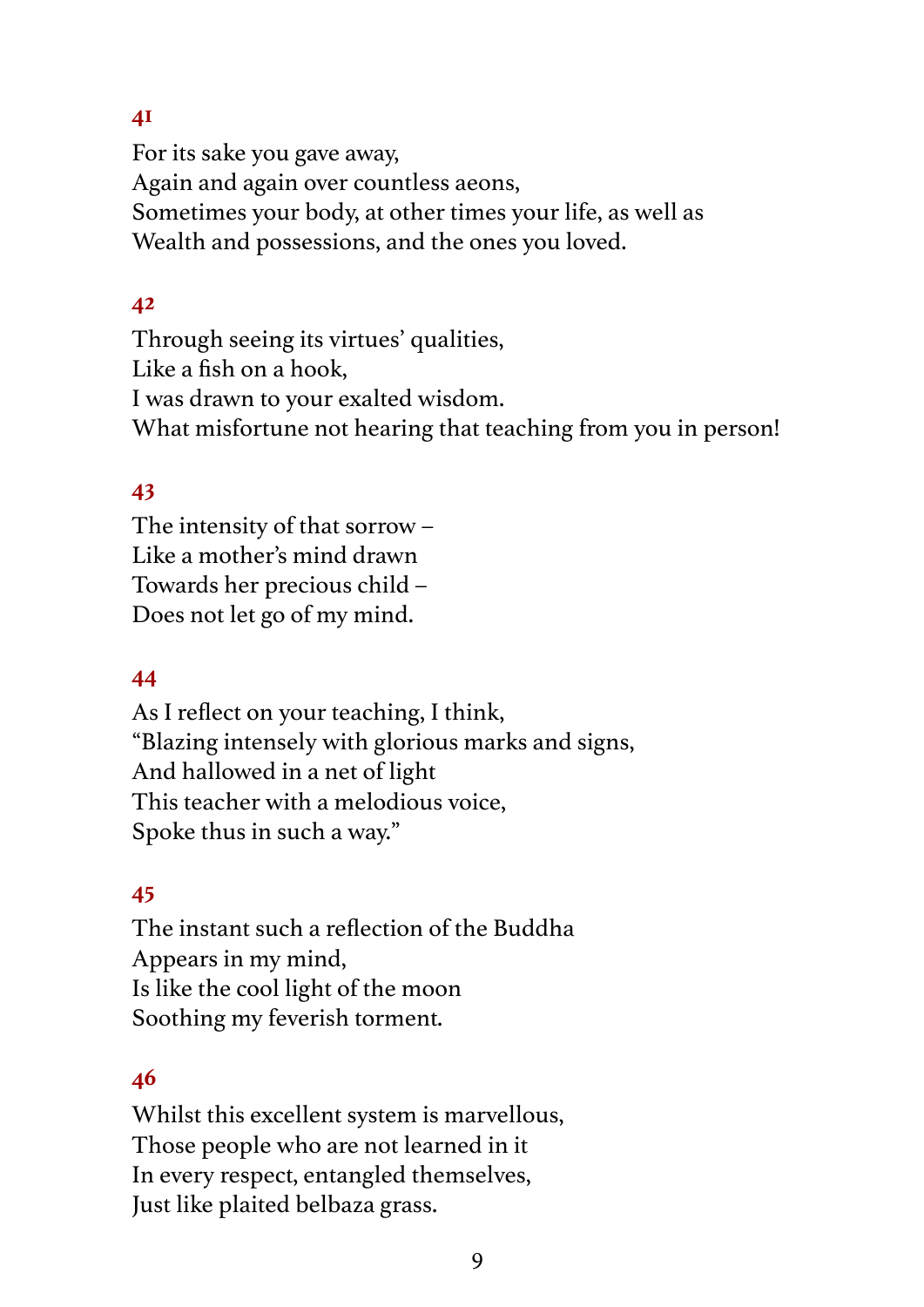**41**

For its sake you gave away,
Again and again over countless aeons,
Sometimes your body, at other times your life, as well as
Wealth and possessions, and the ones you loved.

**42**

Through seeing its virtues' qualities,
Like a fish on a hook,
I was drawn to your exalted wisdom.
What misfortune not hearing that teaching from you in person!

**43**

The intensity of that sorrow –
Like a mother's mind drawn
Towards her precious child –
Does not let go of my mind.

**44**

As I reflect on your teaching, I think,
"Blazing intensely with glorious marks and signs,
And hallowed in a net of light
This teacher with a melodious voice,
Spoke thus in such a way."

**45**

The instant such a reflection of the Buddha
Appears in my mind,
Is like the cool light of the moon
Soothing my feverish torment.

**46**

Whilst this excellent system is marvellous,
Those people who are not learned in it
In every respect, entangled themselves,
Just like plaited belbaza grass.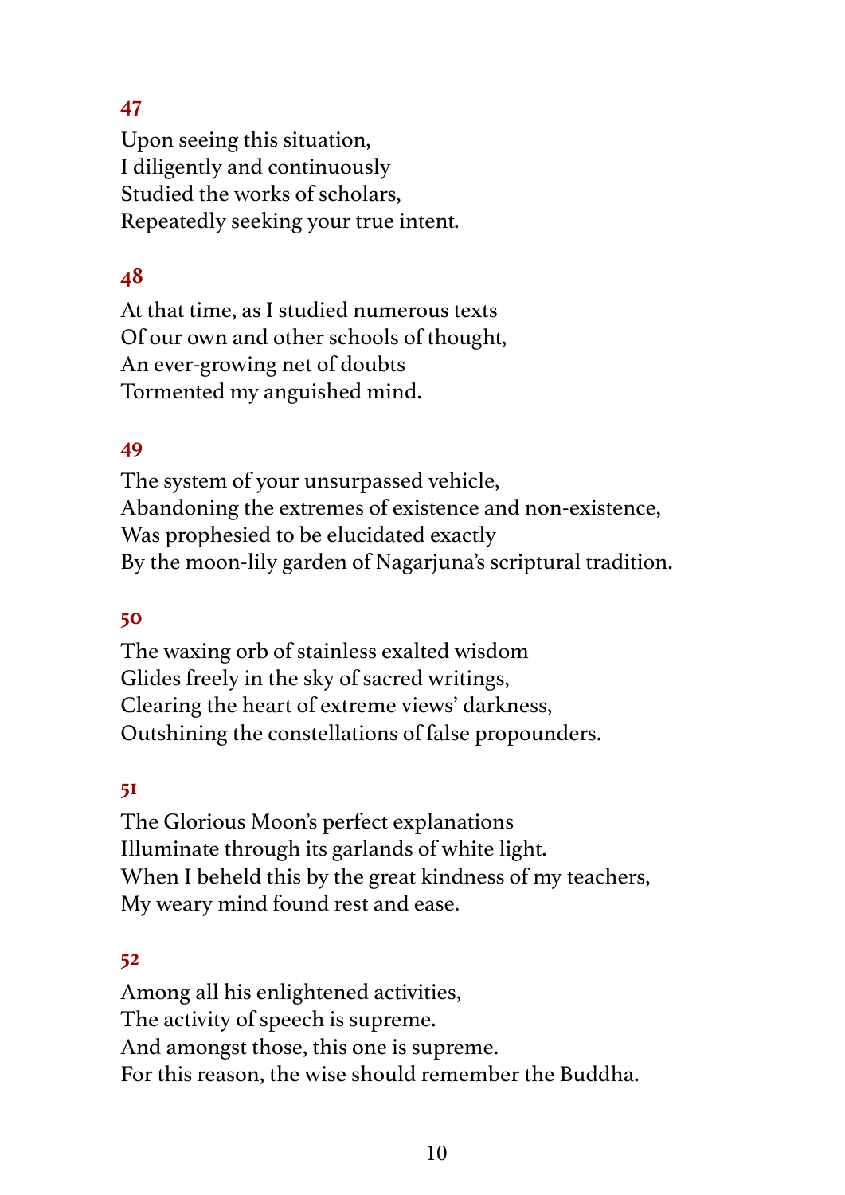### 47

Upon seeing this situation,
I diligently and continuously
Studied the works of scholars,
Repeatedly seeking your true intent.

### 48

At that time, as I studied numerous texts
Of our own and other schools of thought,
An ever-growing net of doubts
Tormented my anguished mind.

### 49

The system of your unsurpassed vehicle,
Abandoning the extremes of existence and non-existence,
Was prophesied to be elucidated exactly
By the moon-lily garden of Nagarjuna's scriptural tradition.

### 50

The waxing orb of stainless exalted wisdom
Glides freely in the sky of sacred writings,
Clearing the heart of extreme views' darkness,
Outshining the constellations of false propounders.

### 51

The Glorious Moon's perfect explanations
Illuminate through its garlands of white light.
When I beheld this by the great kindness of my teachers,
My weary mind found rest and ease.

### 52

Among all his enlightened activities,
The activity of speech is supreme.
And amongst those, this one is supreme.
For this reason, the wise should remember the Buddha.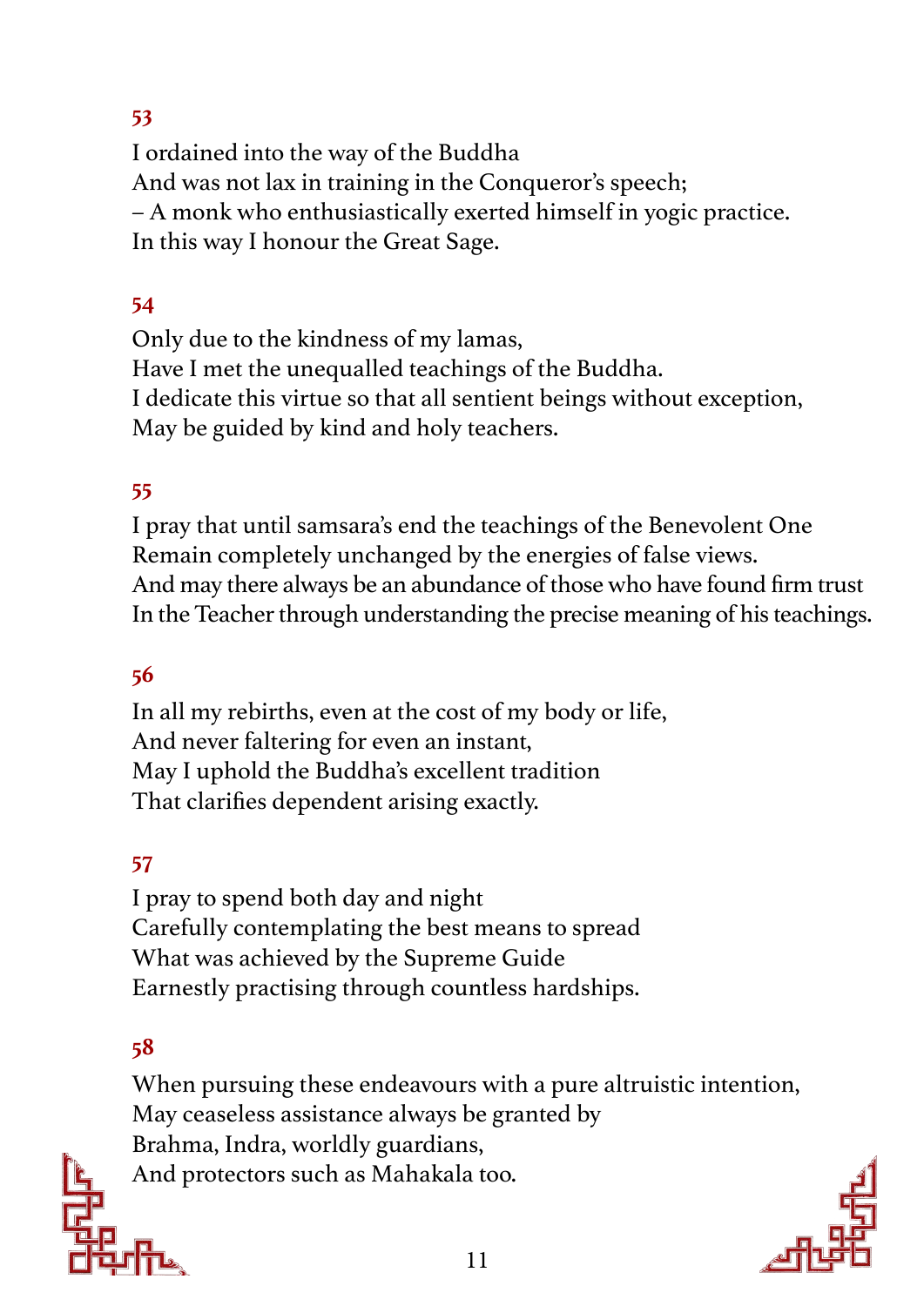**53**

I ordained into the way of the Buddha
And was not lax in training in the Conqueror's speech;
– A monk who enthusiastically exerted himself in yogic practice.
In this way I honour the Great Sage.

**54**

Only due to the kindness of my lamas,
Have I met the unequalled teachings of the Buddha.
I dedicate this virtue so that all sentient beings without exception,
May be guided by kind and holy teachers.

**55**

I pray that until samsara's end the teachings of the Benevolent One
Remain completely unchanged by the energies of false views.
And may there always be an abundance of those who have found firm trust
In the Teacher through understanding the precise meaning of his teachings.

**56**

In all my rebirths, even at the cost of my body or life,
And never faltering for even an instant,
May I uphold the Buddha's excellent tradition
That clarifies dependent arising exactly.

**57**

I pray to spend both day and night
Carefully contemplating the best means to spread
What was achieved by the Supreme Guide
Earnestly practising through countless hardships.

**58**

When pursuing these endeavours with a pure altruistic intention,
May ceaseless assistance always be granted by
Brahma, Indra, worldly guardians,
And protectors such as Mahakala too.